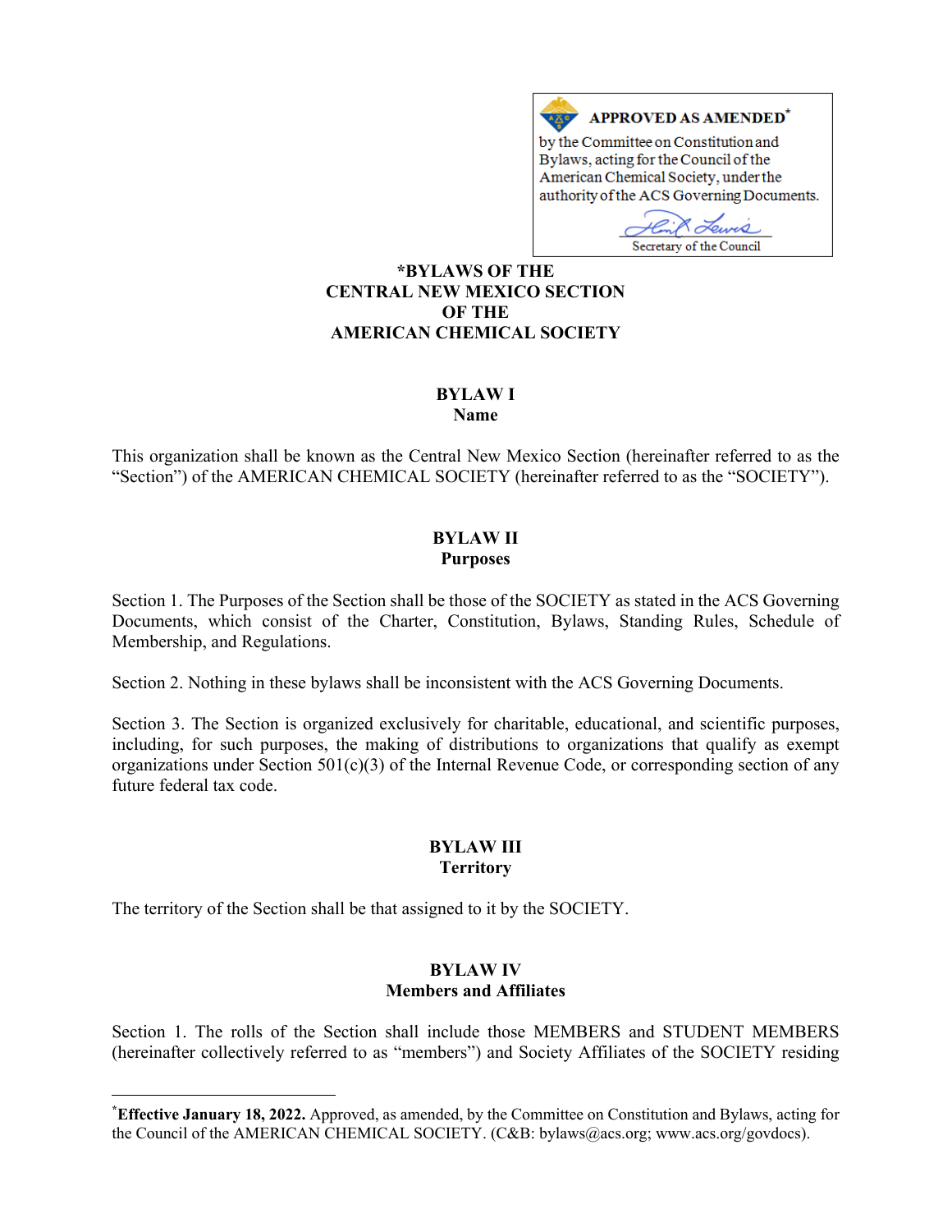**APPROVED AS AMENDED***
by the Committee on Constitution and Bylaws, acting for the Council of the American Chemical Society, under the authority of the ACS Governing Documents.

Secretary of the Council

# *BYLAWS OF THE CENTRAL NEW MEXICO SECTION OF THE AMERICAN CHEMICAL SOCIETY

## BYLAW I
## Name

This organization shall be known as the Central New Mexico Section (hereinafter referred to as the "Section") of the AMERICAN CHEMICAL SOCIETY (hereinafter referred to as the "SOCIETY").

## BYLAW II
## Purposes

Section 1. The Purposes of the Section shall be those of the SOCIETY as stated in the ACS Governing Documents, which consist of the Charter, Constitution, Bylaws, Standing Rules, Schedule of Membership, and Regulations.

Section 2. Nothing in these bylaws shall be inconsistent with the ACS Governing Documents.

Section 3. The Section is organized exclusively for charitable, educational, and scientific purposes, including, for such purposes, the making of distributions to organizations that qualify as exempt organizations under Section 501(c)(3) of the Internal Revenue Code, or corresponding section of any future federal tax code.

## BYLAW III
## Territory

The territory of the Section shall be that assigned to it by the SOCIETY.

## BYLAW IV
## Members and Affiliates

Section 1. The rolls of the Section shall include those MEMBERS and STUDENT MEMBERS (hereinafter collectively referred to as "members") and Society Affiliates of the SOCIETY residing

---

***Effective January 18, 2022.** Approved, as amended, by the Committee on Constitution and Bylaws, acting for the Council of the AMERICAN CHEMICAL SOCIETY. (C&B: bylaws@acs.org; www.acs.org/govdocs).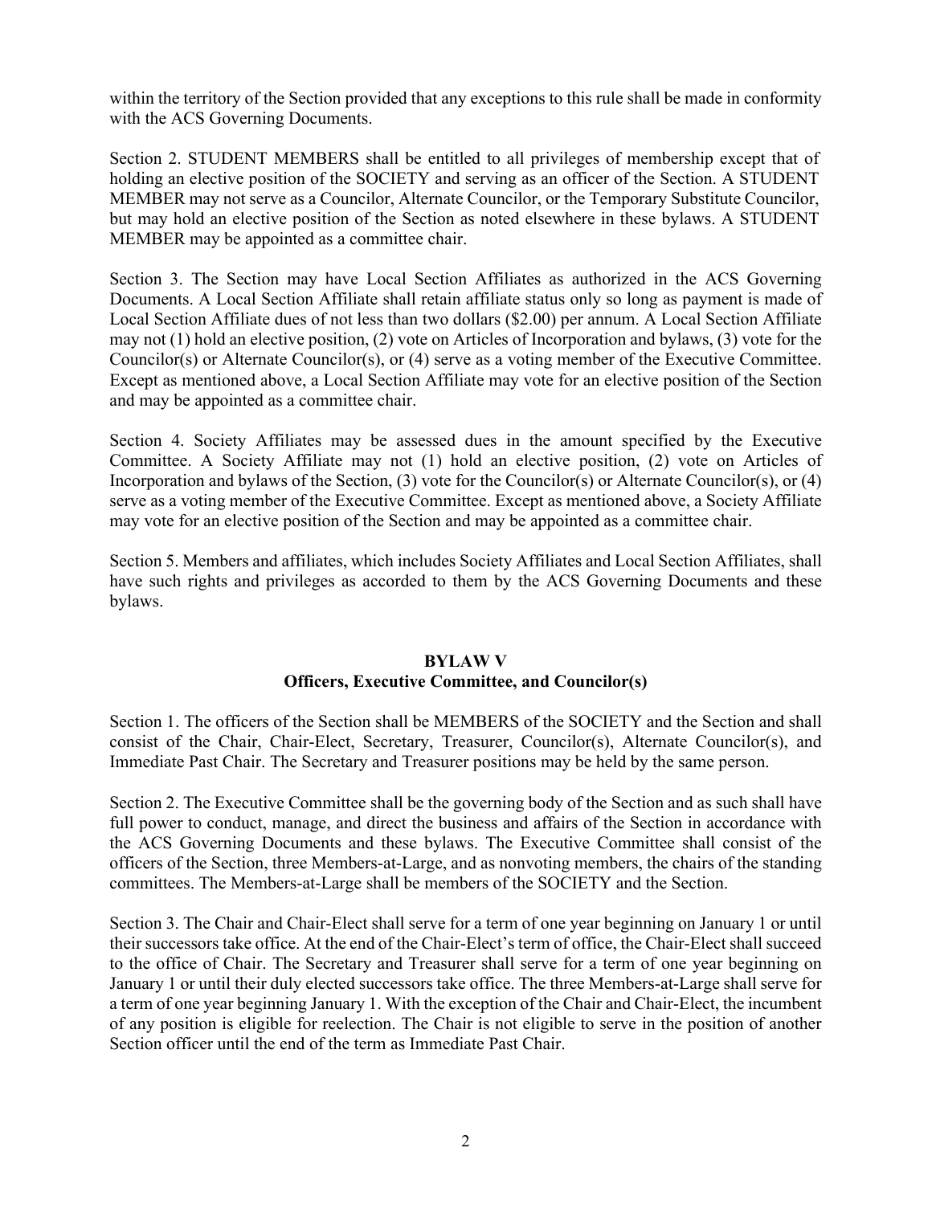within the territory of the Section provided that any exceptions to this rule shall be made in conformity with the ACS Governing Documents.

Section 2. STUDENT MEMBERS shall be entitled to all privileges of membership except that of holding an elective position of the SOCIETY and serving as an officer of the Section. A STUDENT MEMBER may not serve as a Councilor, Alternate Councilor, or the Temporary Substitute Councilor, but may hold an elective position of the Section as noted elsewhere in these bylaws. A STUDENT MEMBER may be appointed as a committee chair.

Section 3. The Section may have Local Section Affiliates as authorized in the ACS Governing Documents. A Local Section Affiliate shall retain affiliate status only so long as payment is made of Local Section Affiliate dues of not less than two dollars ($2.00) per annum. A Local Section Affiliate may not (1) hold an elective position, (2) vote on Articles of Incorporation and bylaws, (3) vote for the Councilor(s) or Alternate Councilor(s), or (4) serve as a voting member of the Executive Committee. Except as mentioned above, a Local Section Affiliate may vote for an elective position of the Section and may be appointed as a committee chair.

Section 4. Society Affiliates may be assessed dues in the amount specified by the Executive Committee. A Society Affiliate may not (1) hold an elective position, (2) vote on Articles of Incorporation and bylaws of the Section, (3) vote for the Councilor(s) or Alternate Councilor(s), or (4) serve as a voting member of the Executive Committee. Except as mentioned above, a Society Affiliate may vote for an elective position of the Section and may be appointed as a committee chair.

Section 5. Members and affiliates, which includes Society Affiliates and Local Section Affiliates, shall have such rights and privileges as accorded to them by the ACS Governing Documents and these bylaws.

## BYLAW V
## Officers, Executive Committee, and Councilor(s)

Section 1. The officers of the Section shall be MEMBERS of the SOCIETY and the Section and shall consist of the Chair, Chair-Elect, Secretary, Treasurer, Councilor(s), Alternate Councilor(s), and Immediate Past Chair. The Secretary and Treasurer positions may be held by the same person.

Section 2. The Executive Committee shall be the governing body of the Section and as such shall have full power to conduct, manage, and direct the business and affairs of the Section in accordance with the ACS Governing Documents and these bylaws. The Executive Committee shall consist of the officers of the Section, three Members-at-Large, and as nonvoting members, the chairs of the standing committees. The Members-at-Large shall be members of the SOCIETY and the Section.

Section 3. The Chair and Chair-Elect shall serve for a term of one year beginning on January 1 or until their successors take office. At the end of the Chair-Elect's term of office, the Chair-Elect shall succeed to the office of Chair. The Secretary and Treasurer shall serve for a term of one year beginning on January 1 or until their duly elected successors take office. The three Members-at-Large shall serve for a term of one year beginning January 1. With the exception of the Chair and Chair-Elect, the incumbent of any position is eligible for reelection. The Chair is not eligible to serve in the position of another Section officer until the end of the term as Immediate Past Chair.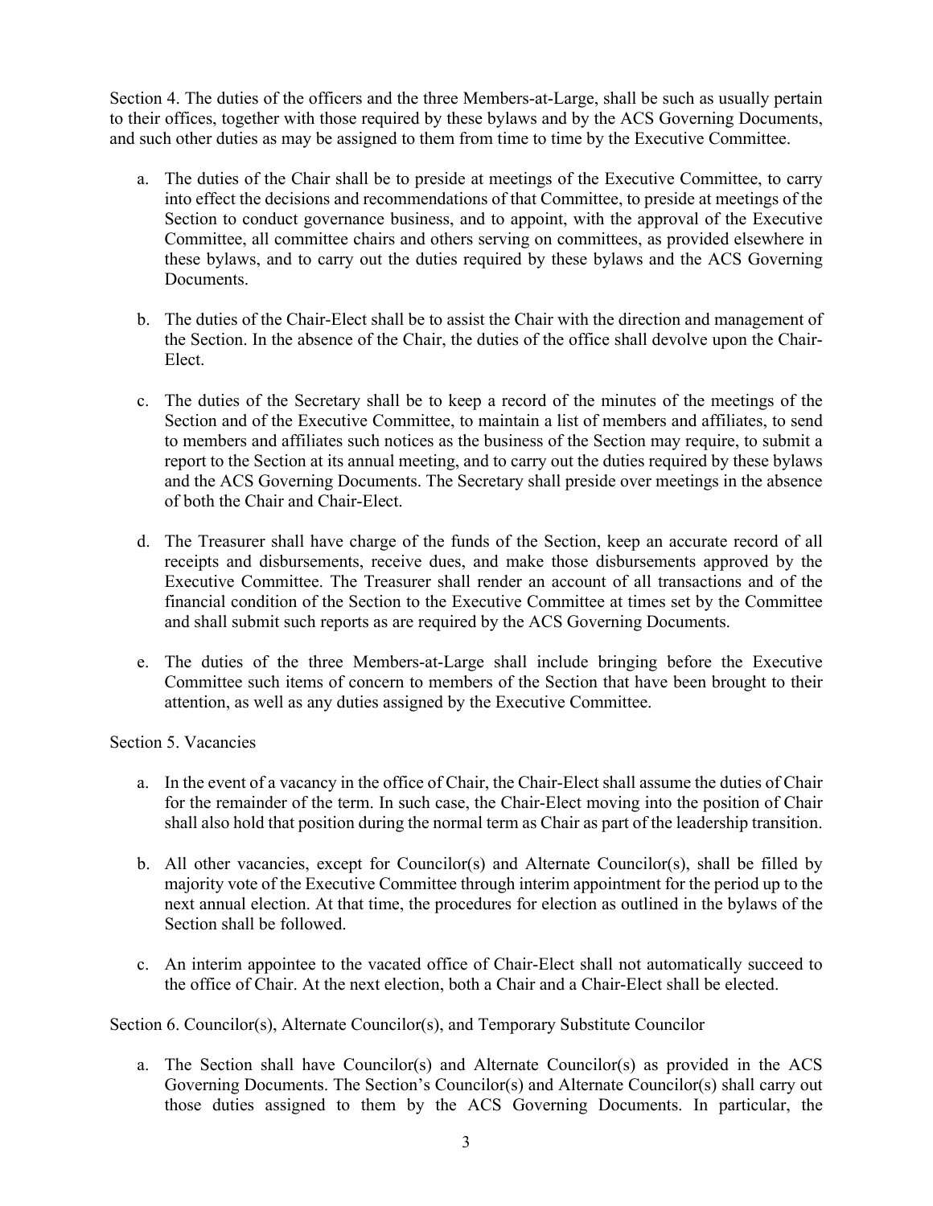Section 4. The duties of the officers and the three Members-at-Large, shall be such as usually pertain to their offices, together with those required by these bylaws and by the ACS Governing Documents, and such other duties as may be assigned to them from time to time by the Executive Committee.

a. The duties of the Chair shall be to preside at meetings of the Executive Committee, to carry into effect the decisions and recommendations of that Committee, to preside at meetings of the Section to conduct governance business, and to appoint, with the approval of the Executive Committee, all committee chairs and others serving on committees, as provided elsewhere in these bylaws, and to carry out the duties required by these bylaws and the ACS Governing Documents.

b. The duties of the Chair-Elect shall be to assist the Chair with the direction and management of the Section. In the absence of the Chair, the duties of the office shall devolve upon the Chair-Elect.

c. The duties of the Secretary shall be to keep a record of the minutes of the meetings of the Section and of the Executive Committee, to maintain a list of members and affiliates, to send to members and affiliates such notices as the business of the Section may require, to submit a report to the Section at its annual meeting, and to carry out the duties required by these bylaws and the ACS Governing Documents. The Secretary shall preside over meetings in the absence of both the Chair and Chair-Elect.

d. The Treasurer shall have charge of the funds of the Section, keep an accurate record of all receipts and disbursements, receive dues, and make those disbursements approved by the Executive Committee. The Treasurer shall render an account of all transactions and of the financial condition of the Section to the Executive Committee at times set by the Committee and shall submit such reports as are required by the ACS Governing Documents.

e. The duties of the three Members-at-Large shall include bringing before the Executive Committee such items of concern to members of the Section that have been brought to their attention, as well as any duties assigned by the Executive Committee.

Section 5. Vacancies

a. In the event of a vacancy in the office of Chair, the Chair-Elect shall assume the duties of Chair for the remainder of the term. In such case, the Chair-Elect moving into the position of Chair shall also hold that position during the normal term as Chair as part of the leadership transition.

b. All other vacancies, except for Councilor(s) and Alternate Councilor(s), shall be filled by majority vote of the Executive Committee through interim appointment for the period up to the next annual election. At that time, the procedures for election as outlined in the bylaws of the Section shall be followed.

c. An interim appointee to the vacated office of Chair-Elect shall not automatically succeed to the office of Chair. At the next election, both a Chair and a Chair-Elect shall be elected.

Section 6. Councilor(s), Alternate Councilor(s), and Temporary Substitute Councilor

a. The Section shall have Councilor(s) and Alternate Councilor(s) as provided in the ACS Governing Documents. The Section's Councilor(s) and Alternate Councilor(s) shall carry out those duties assigned to them by the ACS Governing Documents. In particular, the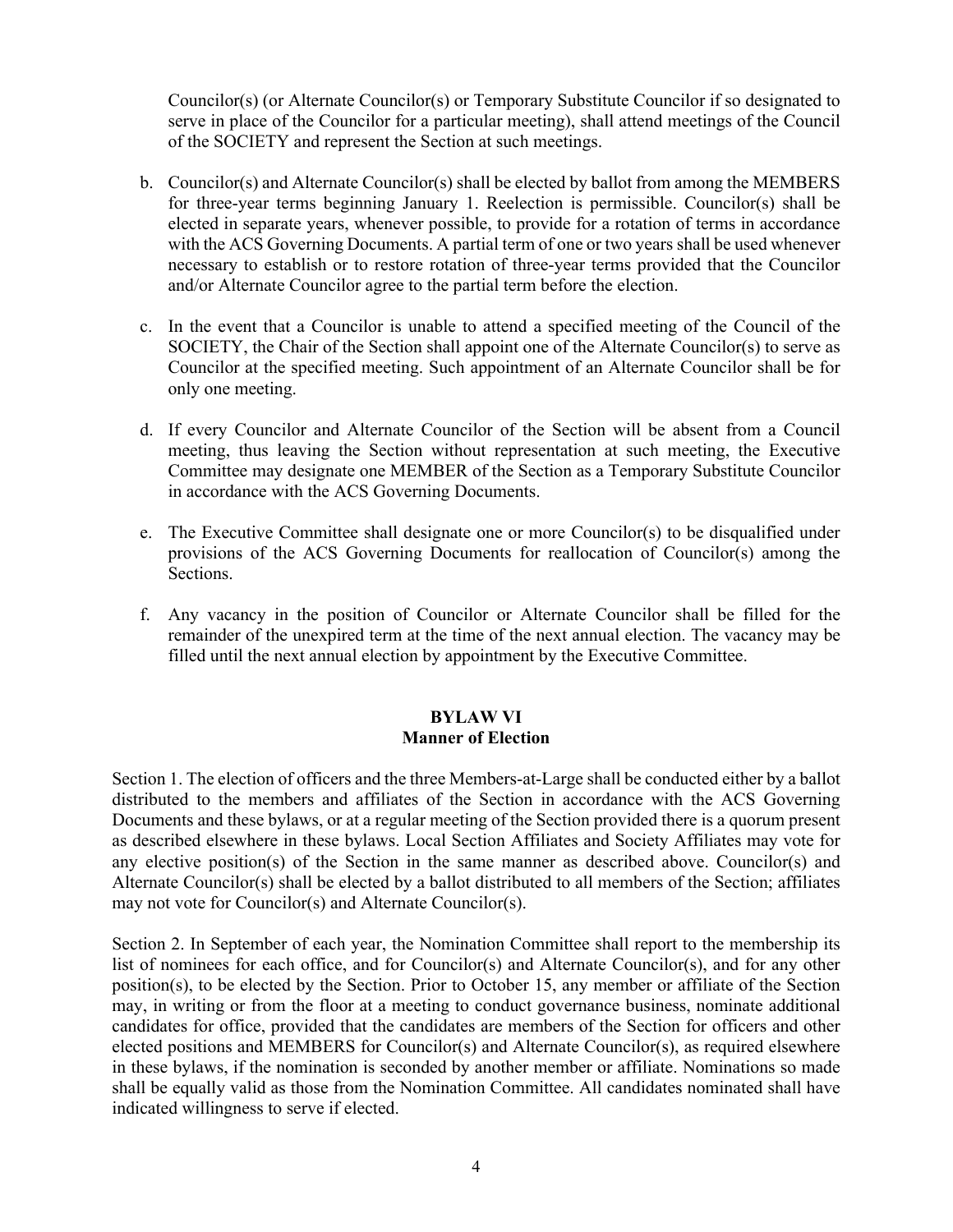Councilor(s) (or Alternate Councilor(s) or Temporary Substitute Councilor if so designated to serve in place of the Councilor for a particular meeting), shall attend meetings of the Council of the SOCIETY and represent the Section at such meetings.

b. Councilor(s) and Alternate Councilor(s) shall be elected by ballot from among the MEMBERS for three-year terms beginning January 1. Reelection is permissible. Councilor(s) shall be elected in separate years, whenever possible, to provide for a rotation of terms in accordance with the ACS Governing Documents. A partial term of one or two years shall be used whenever necessary to establish or to restore rotation of three-year terms provided that the Councilor and/or Alternate Councilor agree to the partial term before the election.

c. In the event that a Councilor is unable to attend a specified meeting of the Council of the SOCIETY, the Chair of the Section shall appoint one of the Alternate Councilor(s) to serve as Councilor at the specified meeting. Such appointment of an Alternate Councilor shall be for only one meeting.

d. If every Councilor and Alternate Councilor of the Section will be absent from a Council meeting, thus leaving the Section without representation at such meeting, the Executive Committee may designate one MEMBER of the Section as a Temporary Substitute Councilor in accordance with the ACS Governing Documents.

e. The Executive Committee shall designate one or more Councilor(s) to be disqualified under provisions of the ACS Governing Documents for reallocation of Councilor(s) among the Sections.

f. Any vacancy in the position of Councilor or Alternate Councilor shall be filled for the remainder of the unexpired term at the time of the next annual election. The vacancy may be filled until the next annual election by appointment by the Executive Committee.

## BYLAW VI
## Manner of Election

Section 1. The election of officers and the three Members-at-Large shall be conducted either by a ballot distributed to the members and affiliates of the Section in accordance with the ACS Governing Documents and these bylaws, or at a regular meeting of the Section provided there is a quorum present as described elsewhere in these bylaws. Local Section Affiliates and Society Affiliates may vote for any elective position(s) of the Section in the same manner as described above. Councilor(s) and Alternate Councilor(s) shall be elected by a ballot distributed to all members of the Section; affiliates may not vote for Councilor(s) and Alternate Councilor(s).

Section 2. In September of each year, the Nomination Committee shall report to the membership its list of nominees for each office, and for Councilor(s) and Alternate Councilor(s), and for any other position(s), to be elected by the Section. Prior to October 15, any member or affiliate of the Section may, in writing or from the floor at a meeting to conduct governance business, nominate additional candidates for office, provided that the candidates are members of the Section for officers and other elected positions and MEMBERS for Councilor(s) and Alternate Councilor(s), as required elsewhere in these bylaws, if the nomination is seconded by another member or affiliate. Nominations so made shall be equally valid as those from the Nomination Committee. All candidates nominated shall have indicated willingness to serve if elected.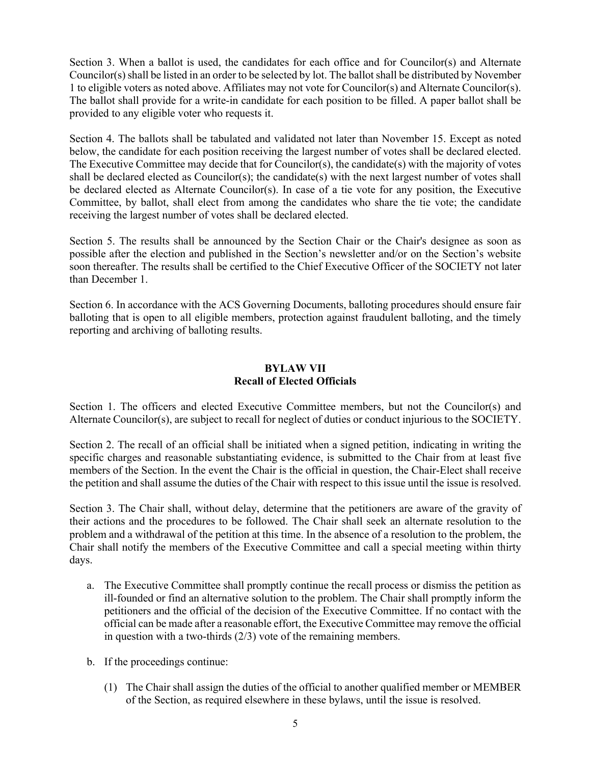Section 3. When a ballot is used, the candidates for each office and for Councilor(s) and Alternate Councilor(s) shall be listed in an order to be selected by lot. The ballot shall be distributed by November 1 to eligible voters as noted above. Affiliates may not vote for Councilor(s) and Alternate Councilor(s). The ballot shall provide for a write-in candidate for each position to be filled. A paper ballot shall be provided to any eligible voter who requests it.

Section 4. The ballots shall be tabulated and validated not later than November 15. Except as noted below, the candidate for each position receiving the largest number of votes shall be declared elected. The Executive Committee may decide that for Councilor(s), the candidate(s) with the majority of votes shall be declared elected as Councilor(s); the candidate(s) with the next largest number of votes shall be declared elected as Alternate Councilor(s). In case of a tie vote for any position, the Executive Committee, by ballot, shall elect from among the candidates who share the tie vote; the candidate receiving the largest number of votes shall be declared elected.

Section 5. The results shall be announced by the Section Chair or the Chair's designee as soon as possible after the election and published in the Section's newsletter and/or on the Section's website soon thereafter. The results shall be certified to the Chief Executive Officer of the SOCIETY not later than December 1.

Section 6. In accordance with the ACS Governing Documents, balloting procedures should ensure fair balloting that is open to all eligible members, protection against fraudulent balloting, and the timely reporting and archiving of balloting results.

## BYLAW VII
## Recall of Elected Officials

Section 1. The officers and elected Executive Committee members, but not the Councilor(s) and Alternate Councilor(s), are subject to recall for neglect of duties or conduct injurious to the SOCIETY.

Section 2. The recall of an official shall be initiated when a signed petition, indicating in writing the specific charges and reasonable substantiating evidence, is submitted to the Chair from at least five members of the Section. In the event the Chair is the official in question, the Chair-Elect shall receive the petition and shall assume the duties of the Chair with respect to this issue until the issue is resolved.

Section 3. The Chair shall, without delay, determine that the petitioners are aware of the gravity of their actions and the procedures to be followed. The Chair shall seek an alternate resolution to the problem and a withdrawal of the petition at this time. In the absence of a resolution to the problem, the Chair shall notify the members of the Executive Committee and call a special meeting within thirty days.

a. The Executive Committee shall promptly continue the recall process or dismiss the petition as ill-founded or find an alternative solution to the problem. The Chair shall promptly inform the petitioners and the official of the decision of the Executive Committee. If no contact with the official can be made after a reasonable effort, the Executive Committee may remove the official in question with a two-thirds (2/3) vote of the remaining members.

b. If the proceedings continue:

   (1) The Chair shall assign the duties of the official to another qualified member or MEMBER of the Section, as required elsewhere in these bylaws, until the issue is resolved.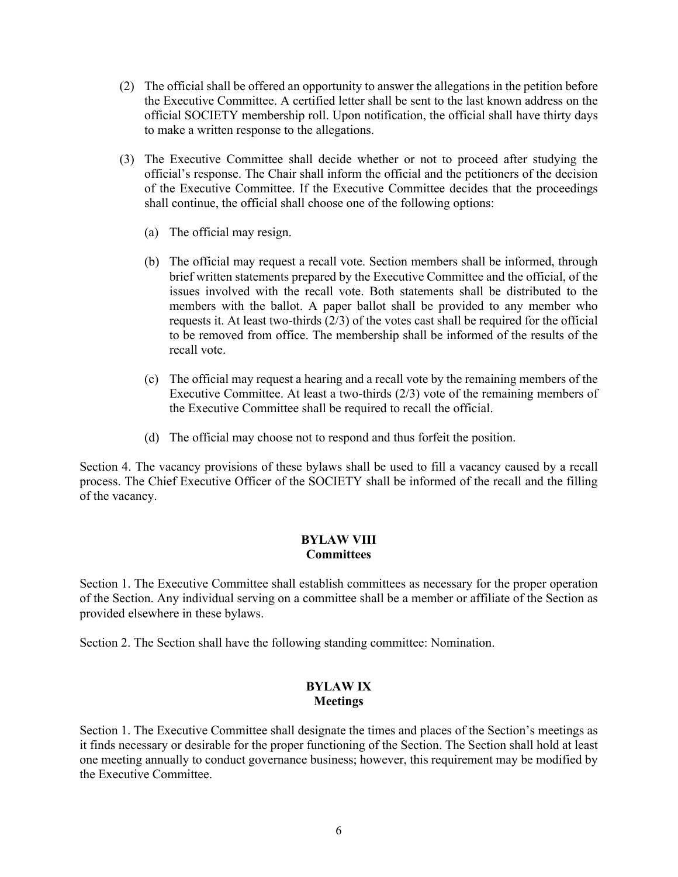(2) The official shall be offered an opportunity to answer the allegations in the petition before the Executive Committee. A certified letter shall be sent to the last known address on the official SOCIETY membership roll. Upon notification, the official shall have thirty days to make a written response to the allegations.

(3) The Executive Committee shall decide whether or not to proceed after studying the official's response. The Chair shall inform the official and the petitioners of the decision of the Executive Committee. If the Executive Committee decides that the proceedings shall continue, the official shall choose one of the following options:

   (a) The official may resign.

   (b) The official may request a recall vote. Section members shall be informed, through brief written statements prepared by the Executive Committee and the official, of the issues involved with the recall vote. Both statements shall be distributed to the members with the ballot. A paper ballot shall be provided to any member who requests it. At least two-thirds (2/3) of the votes cast shall be required for the official to be removed from office. The membership shall be informed of the results of the recall vote.

   (c) The official may request a hearing and a recall vote by the remaining members of the Executive Committee. At least a two-thirds (2/3) vote of the remaining members of the Executive Committee shall be required to recall the official.

   (d) The official may choose not to respond and thus forfeit the position.

Section 4. The vacancy provisions of these bylaws shall be used to fill a vacancy caused by a recall process. The Chief Executive Officer of the SOCIETY shall be informed of the recall and the filling of the vacancy.

## BYLAW VIII
## Committees

Section 1. The Executive Committee shall establish committees as necessary for the proper operation of the Section. Any individual serving on a committee shall be a member or affiliate of the Section as provided elsewhere in these bylaws.

Section 2. The Section shall have the following standing committee: Nomination.

## BYLAW IX
## Meetings

Section 1. The Executive Committee shall designate the times and places of the Section's meetings as it finds necessary or desirable for the proper functioning of the Section. The Section shall hold at least one meeting annually to conduct governance business; however, this requirement may be modified by the Executive Committee.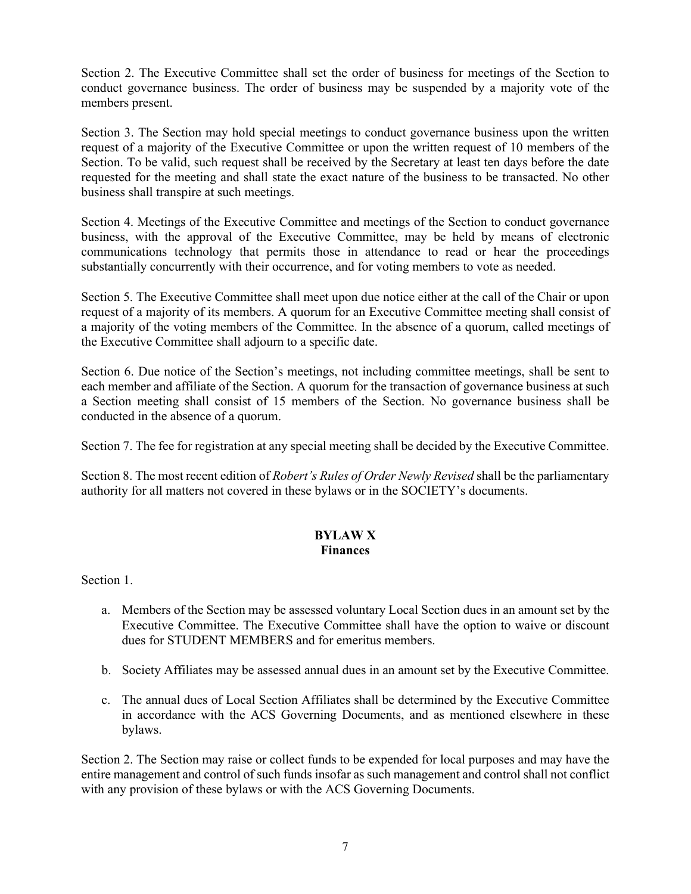Section 2. The Executive Committee shall set the order of business for meetings of the Section to conduct governance business. The order of business may be suspended by a majority vote of the members present.

Section 3. The Section may hold special meetings to conduct governance business upon the written request of a majority of the Executive Committee or upon the written request of 10 members of the Section. To be valid, such request shall be received by the Secretary at least ten days before the date requested for the meeting and shall state the exact nature of the business to be transacted. No other business shall transpire at such meetings.

Section 4. Meetings of the Executive Committee and meetings of the Section to conduct governance business, with the approval of the Executive Committee, may be held by means of electronic communications technology that permits those in attendance to read or hear the proceedings substantially concurrently with their occurrence, and for voting members to vote as needed.

Section 5. The Executive Committee shall meet upon due notice either at the call of the Chair or upon request of a majority of its members. A quorum for an Executive Committee meeting shall consist of a majority of the voting members of the Committee. In the absence of a quorum, called meetings of the Executive Committee shall adjourn to a specific date.

Section 6. Due notice of the Section's meetings, not including committee meetings, shall be sent to each member and affiliate of the Section. A quorum for the transaction of governance business at such a Section meeting shall consist of 15 members of the Section. No governance business shall be conducted in the absence of a quorum.

Section 7. The fee for registration at any special meeting shall be decided by the Executive Committee.

Section 8. The most recent edition of *Robert's Rules of Order Newly Revised* shall be the parliamentary authority for all matters not covered in these bylaws or in the SOCIETY's documents.

## BYLAW X
## Finances

Section 1.

a. Members of the Section may be assessed voluntary Local Section dues in an amount set by the Executive Committee. The Executive Committee shall have the option to waive or discount dues for STUDENT MEMBERS and for emeritus members.

b. Society Affiliates may be assessed annual dues in an amount set by the Executive Committee.

c. The annual dues of Local Section Affiliates shall be determined by the Executive Committee in accordance with the ACS Governing Documents, and as mentioned elsewhere in these bylaws.

Section 2. The Section may raise or collect funds to be expended for local purposes and may have the entire management and control of such funds insofar as such management and control shall not conflict with any provision of these bylaws or with the ACS Governing Documents.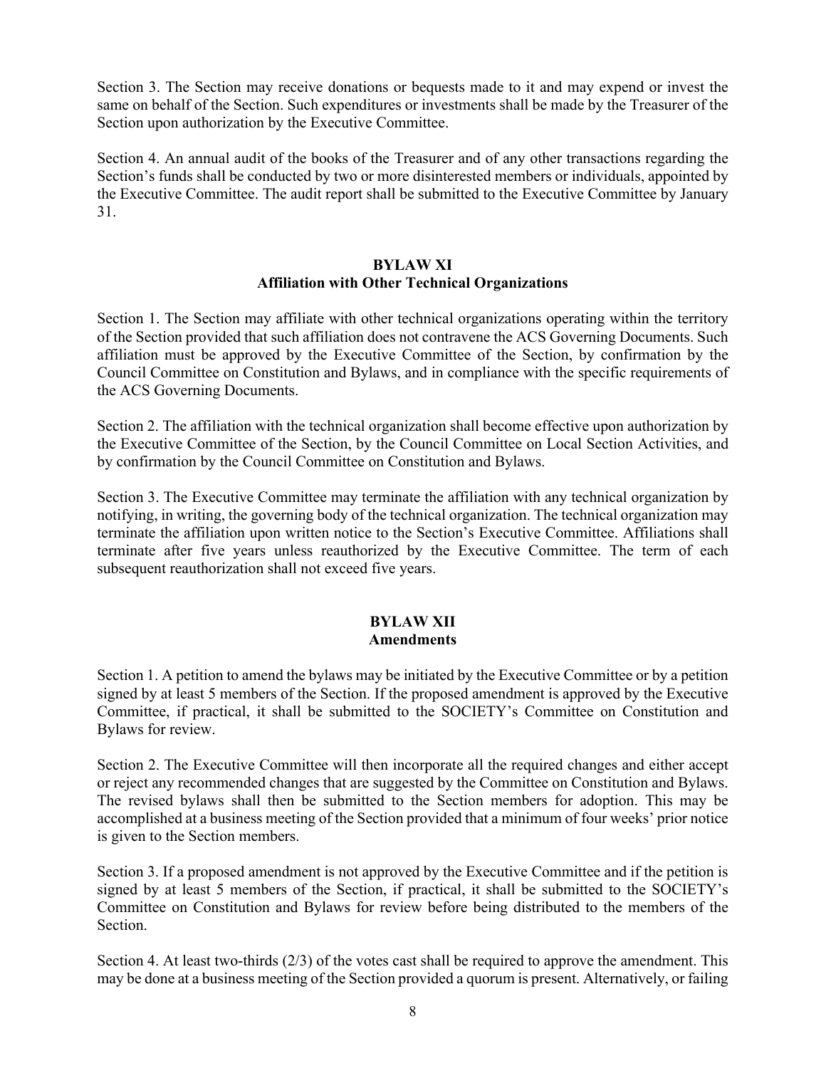Section 3. The Section may receive donations or bequests made to it and may expend or invest the same on behalf of the Section. Such expenditures or investments shall be made by the Treasurer of the Section upon authorization by the Executive Committee.

Section 4. An annual audit of the books of the Treasurer and of any other transactions regarding the Section's funds shall be conducted by two or more disinterested members or individuals, appointed by the Executive Committee. The audit report shall be submitted to the Executive Committee by January 31.

## BYLAW XI
## Affiliation with Other Technical Organizations

Section 1. The Section may affiliate with other technical organizations operating within the territory of the Section provided that such affiliation does not contravene the ACS Governing Documents. Such affiliation must be approved by the Executive Committee of the Section, by confirmation by the Council Committee on Constitution and Bylaws, and in compliance with the specific requirements of the ACS Governing Documents.

Section 2. The affiliation with the technical organization shall become effective upon authorization by the Executive Committee of the Section, by the Council Committee on Local Section Activities, and by confirmation by the Council Committee on Constitution and Bylaws.

Section 3. The Executive Committee may terminate the affiliation with any technical organization by notifying, in writing, the governing body of the technical organization. The technical organization may terminate the affiliation upon written notice to the Section's Executive Committee. Affiliations shall terminate after five years unless reauthorized by the Executive Committee. The term of each subsequent reauthorization shall not exceed five years.

## BYLAW XII
## Amendments

Section 1. A petition to amend the bylaws may be initiated by the Executive Committee or by a petition signed by at least 5 members of the Section. If the proposed amendment is approved by the Executive Committee, if practical, it shall be submitted to the SOCIETY's Committee on Constitution and Bylaws for review.

Section 2. The Executive Committee will then incorporate all the required changes and either accept or reject any recommended changes that are suggested by the Committee on Constitution and Bylaws. The revised bylaws shall then be submitted to the Section members for adoption. This may be accomplished at a business meeting of the Section provided that a minimum of four weeks' prior notice is given to the Section members.

Section 3. If a proposed amendment is not approved by the Executive Committee and if the petition is signed by at least 5 members of the Section, if practical, it shall be submitted to the SOCIETY's Committee on Constitution and Bylaws for review before being distributed to the members of the Section.

Section 4. At least two-thirds (2/3) of the votes cast shall be required to approve the amendment. This may be done at a business meeting of the Section provided a quorum is present. Alternatively, or failing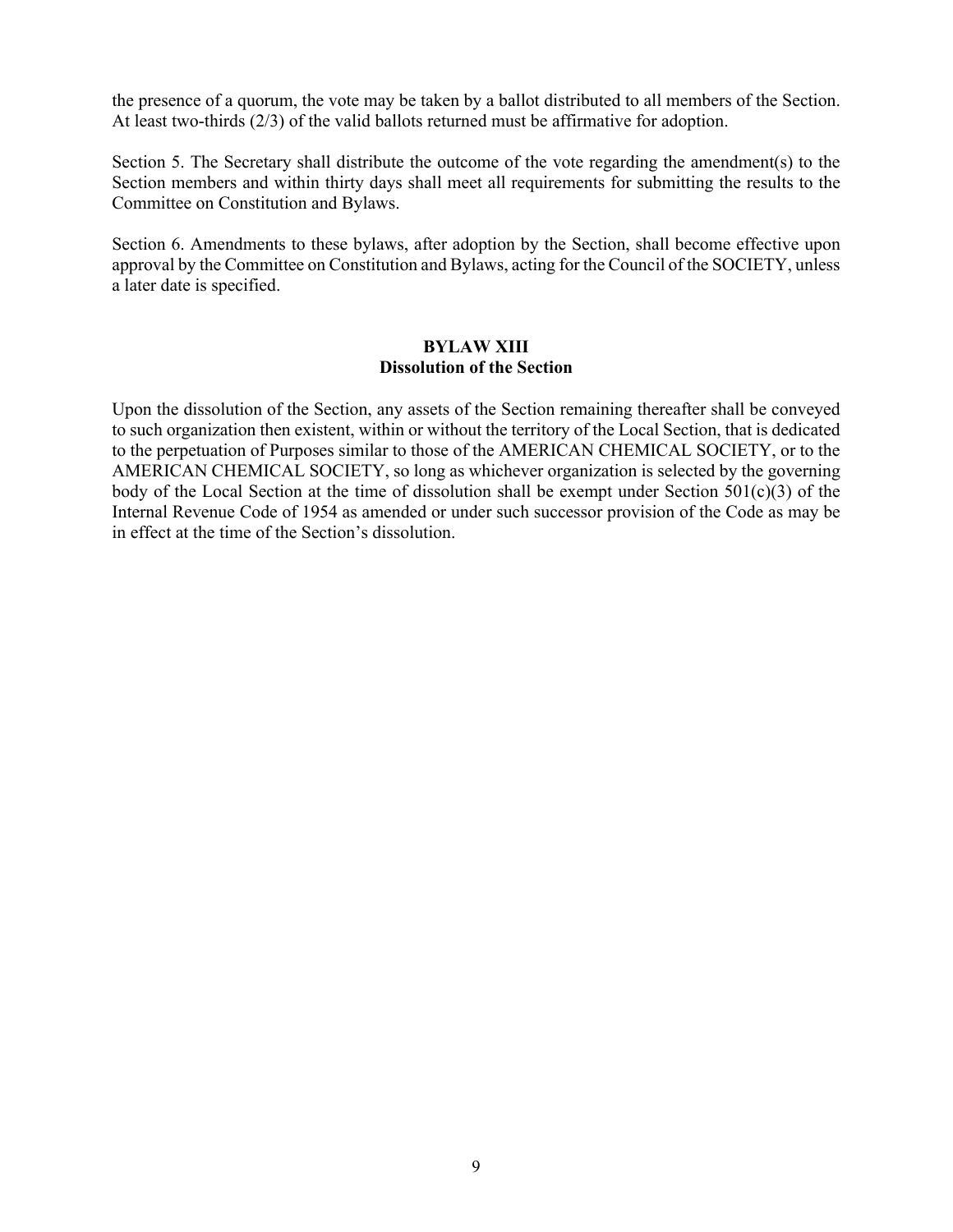the presence of a quorum, the vote may be taken by a ballot distributed to all members of the Section. At least two-thirds (2/3) of the valid ballots returned must be affirmative for adoption.

Section 5. The Secretary shall distribute the outcome of the vote regarding the amendment(s) to the Section members and within thirty days shall meet all requirements for submitting the results to the Committee on Constitution and Bylaws.

Section 6. Amendments to these bylaws, after adoption by the Section, shall become effective upon approval by the Committee on Constitution and Bylaws, acting for the Council of the SOCIETY, unless a later date is specified.

## BYLAW XIII
## Dissolution of the Section

Upon the dissolution of the Section, any assets of the Section remaining thereafter shall be conveyed to such organization then existent, within or without the territory of the Local Section, that is dedicated to the perpetuation of Purposes similar to those of the AMERICAN CHEMICAL SOCIETY, or to the AMERICAN CHEMICAL SOCIETY, so long as whichever organization is selected by the governing body of the Local Section at the time of dissolution shall be exempt under Section 501(c)(3) of the Internal Revenue Code of 1954 as amended or under such successor provision of the Code as may be in effect at the time of the Section's dissolution.